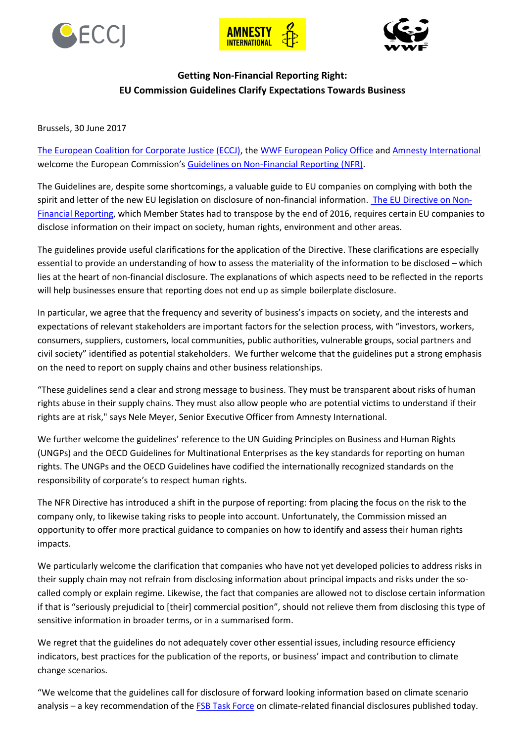**Getting Non-Financial Reporting Right:**
**EU Commission Guidelines Clarify Expectations Towards Business**

Brussels, 30 June 2017

The European Coalition for Corporate Justice (ECCJ), the WWF European Policy Office and Amnesty International welcome the European Commission's Guidelines on Non-Financial Reporting (NFR).

The Guidelines are, despite some shortcomings, a valuable guide to EU companies on complying with both the spirit and letter of the new EU legislation on disclosure of non-financial information. The EU Directive on Non-Financial Reporting, which Member States had to transpose by the end of 2016, requires certain EU companies to disclose information on their impact on society, human rights, environment and other areas.

The guidelines provide useful clarifications for the application of the Directive. These clarifications are especially essential to provide an understanding of how to assess the materiality of the information to be disclosed – which lies at the heart of non-financial disclosure. The explanations of which aspects need to be reflected in the reports will help businesses ensure that reporting does not end up as simple boilerplate disclosure.

In particular, we agree that the frequency and severity of business's impacts on society, and the interests and expectations of relevant stakeholders are important factors for the selection process, with "investors, workers, consumers, suppliers, customers, local communities, public authorities, vulnerable groups, social partners and civil society" identified as potential stakeholders. We further welcome that the guidelines put a strong emphasis on the need to report on supply chains and other business relationships.

"These guidelines send a clear and strong message to business. They must be transparent about risks of human rights abuse in their supply chains. They must also allow people who are potential victims to understand if their rights are at risk," says Nele Meyer, Senior Executive Officer from Amnesty International.

We further welcome the guidelines' reference to the UN Guiding Principles on Business and Human Rights (UNGPs) and the OECD Guidelines for Multinational Enterprises as the key standards for reporting on human rights. The UNGPs and the OECD Guidelines have codified the internationally recognized standards on the responsibility of corporate's to respect human rights.

The NFR Directive has introduced a shift in the purpose of reporting: from placing the focus on the risk to the company only, to likewise taking risks to people into account. Unfortunately, the Commission missed an opportunity to offer more practical guidance to companies on how to identify and assess their human rights impacts.

We particularly welcome the clarification that companies who have not yet developed policies to address risks in their supply chain may not refrain from disclosing information about principal impacts and risks under the so-called comply or explain regime. Likewise, the fact that companies are allowed not to disclose certain information if that is "seriously prejudicial to [their] commercial position", should not relieve them from disclosing this type of sensitive information in broader terms, or in a summarised form.

We regret that the guidelines do not adequately cover other essential issues, including resource efficiency indicators, best practices for the publication of the reports, or business' impact and contribution to climate change scenarios.

"We welcome that the guidelines call for disclosure of forward looking information based on climate scenario analysis – a key recommendation of the FSB Task Force on climate-related financial disclosures published today.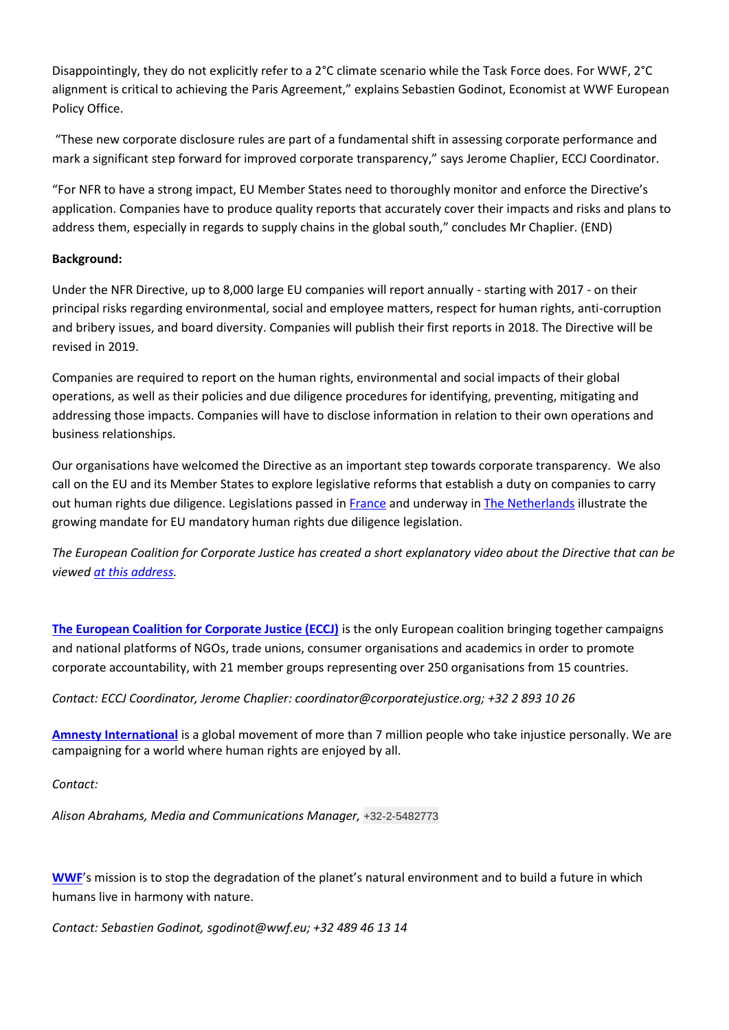Disappointingly, they do not explicitly refer to a 2°C climate scenario while the Task Force does. For WWF, 2°C alignment is critical to achieving the Paris Agreement," explains Sebastien Godinot, Economist at WWF European Policy Office.

"These new corporate disclosure rules are part of a fundamental shift in assessing corporate performance and mark a significant step forward for improved corporate transparency," says Jerome Chaplier, ECCJ Coordinator.

"For NFR to have a strong impact, EU Member States need to thoroughly monitor and enforce the Directive's application. Companies have to produce quality reports that accurately cover their impacts and risks and plans to address them, especially in regards to supply chains in the global south," concludes Mr Chaplier. (END)

**Background:**

Under the NFR Directive, up to 8,000 large EU companies will report annually - starting with 2017 - on their principal risks regarding environmental, social and employee matters, respect for human rights, anti-corruption and bribery issues, and board diversity. Companies will publish their first reports in 2018. The Directive will be revised in 2019.

Companies are required to report on the human rights, environmental and social impacts of their global operations, as well as their policies and due diligence procedures for identifying, preventing, mitigating and addressing those impacts. Companies will have to disclose information in relation to their own operations and business relationships.

Our organisations have welcomed the Directive as an important step towards corporate transparency. We also call on the EU and its Member States to explore legislative reforms that establish a duty on companies to carry out human rights due diligence. Legislations passed in France and underway in The Netherlands illustrate the growing mandate for EU mandatory human rights due diligence legislation.

*The European Coalition for Corporate Justice has created a short explanatory video about the Directive that can be viewed at this address.*

**The European Coalition for Corporate Justice (ECCJ)** is the only European coalition bringing together campaigns and national platforms of NGOs, trade unions, consumer organisations and academics in order to promote corporate accountability, with 21 member groups representing over 250 organisations from 15 countries.

*Contact: ECCJ Coordinator, Jerome Chaplier: coordinator@corporatejustice.org; +32 2 893 10 26*

**Amnesty International** is a global movement of more than 7 million people who take injustice personally. We are campaigning for a world where human rights are enjoyed by all.

*Contact:*

*Alison Abrahams, Media and Communications Manager,* +32-2-5482773

**WWF**'s mission is to stop the degradation of the planet's natural environment and to build a future in which humans live in harmony with nature.

*Contact: Sebastien Godinot, sgodinot@wwf.eu; +32 489 46 13 14*